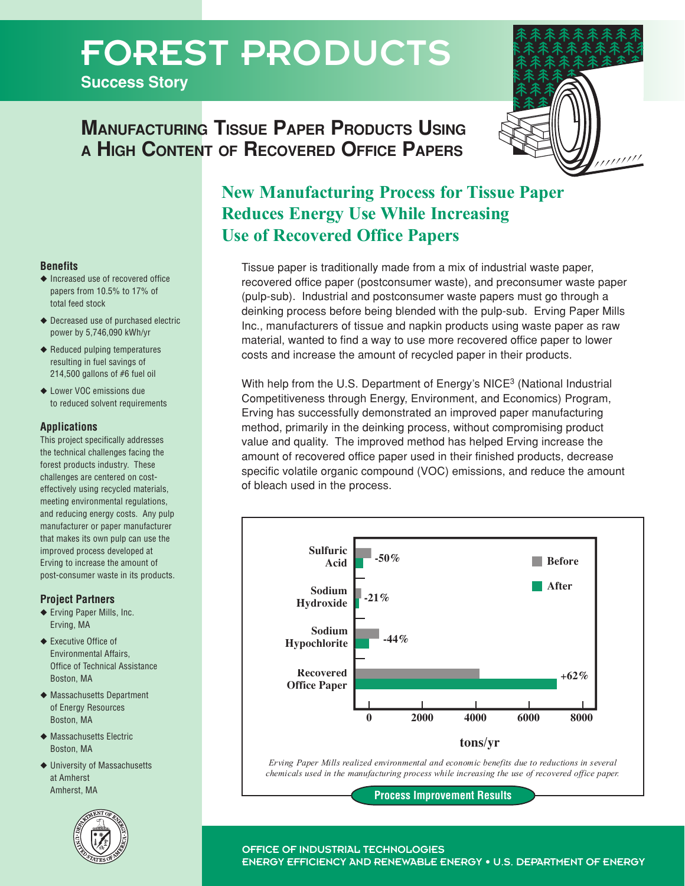# FOREST PRODUCTS

**Success Story**

## Manufacturing Tissue Paper Products Using a High Content of Recovered Office Papers

## New Manufacturing Process for Tissue Paper Reduces Energy Use While Increasing Use of Recovered Office Papers

Tissue paper is traditionally made from a mix of industrial waste paper, recovered office paper (postconsumer waste), and preconsumer waste paper (pulp-sub). Industrial and postconsumer waste papers must go through a deinking process before being blended with the pulp-sub. Erving Paper Mills Inc., manufacturers of tissue and napkin products using waste paper as raw material, wanted to find a way to use more recovered office paper to lower costs and increase the amount of recycled paper in their products.

With help from the U.S. Department of Energy's NICE$^3$ (National Industrial Competitiveness through Energy, Environment, and Economics) Program, Erving has successfully demonstrated an improved paper manufacturing method, primarily in the deinking process, without compromising product value and quality. The improved method has helped Erving increase the amount of recovered office paper used in their finished products, decrease specific volatile organic compound (VOC) emissions, and reduce the amount of bleach used in the process.

**Process Improvement Results**

| Item | Change (tons/yr, Before → After) |
| --- | --- |
| Sulfuric Acid | -50% |
| Sodium Hydroxide | -21% |
| Sodium Hypochlorite | -44% |
| Recovered Office Paper | +62% |

*Erving Paper Mills realized environmental and economic benefits due to reductions in several chemicals used in the manufacturing process while increasing the use of recovered office paper.*

### Benefits

- Increased use of recovered office papers from 10.5% to 17% of total feed stock
- Decreased use of purchased electric power by 5,746,090 kWh/yr
- Reduced pulping temperatures resulting in fuel savings of 214,500 gallons of #6 fuel oil
- Lower VOC emissions due to reduced solvent requirements

### Applications

This project specifically addresses the technical challenges facing the forest products industry. These challenges are centered on cost-effectively using recycled materials, meeting environmental regulations, and reducing energy costs. Any pulp manufacturer or paper manufacturer that makes its own pulp can use the improved process developed at Erving to increase the amount of post-consumer waste in its products.

### Project Partners

- Erving Paper Mills, Inc.
  Erving, MA
- Executive Office of Environmental Affairs, Office of Technical Assistance
  Boston, MA
- Massachusetts Department of Energy Resources
  Boston, MA
- Massachusetts Electric
  Boston, MA
- University of Massachusetts at Amherst
  Amherst, MA

OFFICE OF INDUSTRIAL TECHNOLOGIES
ENERGY EFFICIENCY AND RENEWABLE ENERGY • U.S. DEPARTMENT OF ENERGY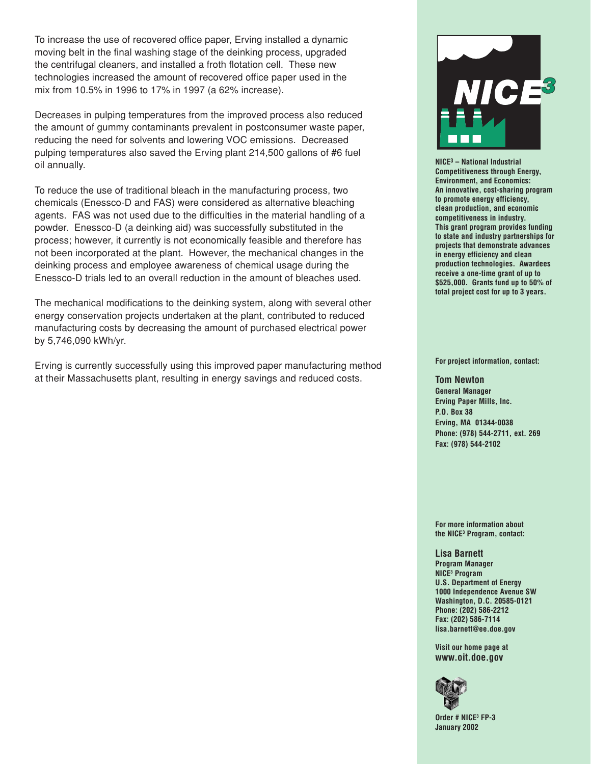To increase the use of recovered office paper, Erving installed a dynamic moving belt in the final washing stage of the deinking process, upgraded the centrifugal cleaners, and installed a froth flotation cell. These new technologies increased the amount of recovered office paper used in the mix from 10.5% in 1996 to 17% in 1997 (a 62% increase).

Decreases in pulping temperatures from the improved process also reduced the amount of gummy contaminants prevalent in postconsumer waste paper, reducing the need for solvents and lowering VOC emissions. Decreased pulping temperatures also saved the Erving plant 214,500 gallons of #6 fuel oil annually.

To reduce the use of traditional bleach in the manufacturing process, two chemicals (Enessco-D and FAS) were considered as alternative bleaching agents. FAS was not used due to the difficulties in the material handling of a powder. Enessco-D (a deinking aid) was successfully substituted in the process; however, it currently is not economically feasible and therefore has not been incorporated at the plant. However, the mechanical changes in the deinking process and employee awareness of chemical usage during the Enessco-D trials led to an overall reduction in the amount of bleaches used.

The mechanical modifications to the deinking system, along with several other energy conservation projects undertaken at the plant, contributed to reduced manufacturing costs by decreasing the amount of purchased electrical power by 5,746,090 kWh/yr.

Erving is currently successfully using this improved paper manufacturing method at their Massachusetts plant, resulting in energy savings and reduced costs.

**NICE[3] – National Industrial Competitiveness through Energy, Environment, and Economics:** An innovative, cost-sharing program to promote energy efficiency, clean production, and economic competitiveness in industry. This grant program provides funding to state and industry partnerships for projects that demonstrate advances in energy efficiency and clean production technologies. Awardees receive a one-time grant of up to $525,000. Grants fund up to 50% of total project cost for up to 3 years.

For project information, contact:

**Tom Newton**
General Manager
Erving Paper Mills, Inc.
P.O. Box 38
Erving, MA 01344-0038
Phone: (978) 544-2711, ext. 269
Fax: (978) 544-2102

For more information about the NICE[3] Program, contact:

**Lisa Barnett**
Program Manager
NICE[3] Program
U.S. Department of Energy
1000 Independence Avenue SW
Washington, D.C. 20585-0121
Phone: (202) 586-2212
Fax: (202) 586-7114
lisa.barnett@ee.doe.gov

Visit our home page at
**www.oit.doe.gov**

Order # NICE[3] FP-3
January 2002